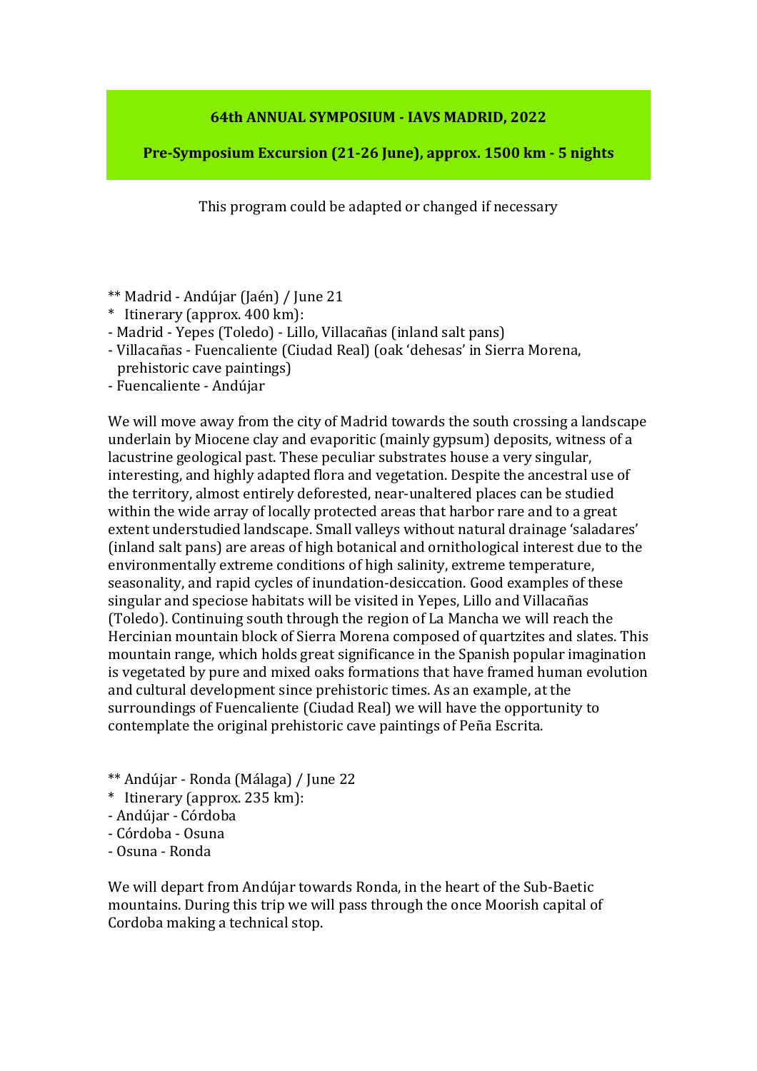**64th ANNUAL SYMPOSIUM - IAVS MADRID, 2022**

**Pre-Symposium Excursion (21-26 June), approx. 1500 km - 5 nights**

This program could be adapted or changed if necessary

** Madrid - Andújar (Jaén) / June 21
* Itinerary (approx. 400 km):
- Madrid - Yepes (Toledo) - Lillo, Villacañas (inland salt pans)
- Villacañas - Fuencaliente (Ciudad Real) (oak 'dehesas' in Sierra Morena, prehistoric cave paintings)
- Fuencaliente - Andújar

We will move away from the city of Madrid towards the south crossing a landscape underlain by Miocene clay and evaporitic (mainly gypsum) deposits, witness of a lacustrine geological past. These peculiar substrates house a very singular, interesting, and highly adapted flora and vegetation. Despite the ancestral use of the territory, almost entirely deforested, near-unaltered places can be studied within the wide array of locally protected areas that harbor rare and to a great extent understudied landscape. Small valleys without natural drainage 'saladares' (inland salt pans) are areas of high botanical and ornithological interest due to the environmentally extreme conditions of high salinity, extreme temperature, seasonality, and rapid cycles of inundation-desiccation. Good examples of these singular and speciose habitats will be visited in Yepes, Lillo and Villacañas (Toledo). Continuing south through the region of La Mancha we will reach the Hercinian mountain block of Sierra Morena composed of quartzites and slates. This mountain range, which holds great significance in the Spanish popular imagination is vegetated by pure and mixed oaks formations that have framed human evolution and cultural development since prehistoric times. As an example, at the surroundings of Fuencaliente (Ciudad Real) we will have the opportunity to contemplate the original prehistoric cave paintings of Peña Escrita.

** Andújar - Ronda (Málaga) / June 22
* Itinerary (approx. 235 km):
- Andújar - Córdoba
- Córdoba - Osuna
- Osuna - Ronda

We will depart from Andújar towards Ronda, in the heart of the Sub-Baetic mountains. During this trip we will pass through the once Moorish capital of Cordoba making a technical stop.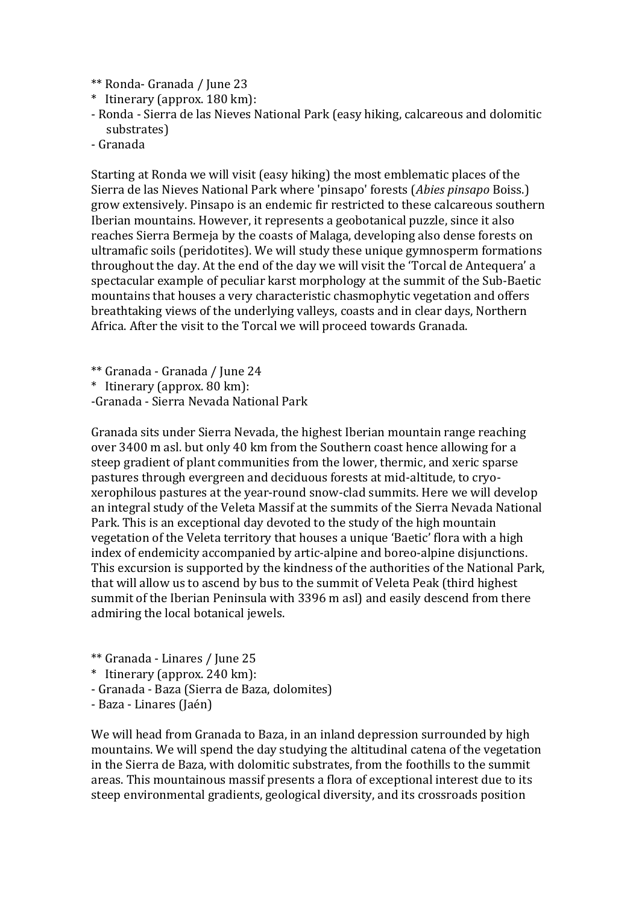** Ronda- Granada / June 23
* Itinerary (approx. 180 km):
- Ronda - Sierra de las Nieves National Park (easy hiking, calcareous and dolomitic substrates)
- Granada

Starting at Ronda we will visit (easy hiking) the most emblematic places of the Sierra de las Nieves National Park where 'pinsapo' forests (*Abies pinsapo* Boiss.) grow extensively. Pinsapo is an endemic fir restricted to these calcareous southern Iberian mountains. However, it represents a geobotanical puzzle, since it also reaches Sierra Bermeja by the coasts of Malaga, developing also dense forests on ultramafic soils (peridotites). We will study these unique gymnosperm formations throughout the day. At the end of the day we will visit the 'Torcal de Antequera' a spectacular example of peculiar karst morphology at the summit of the Sub-Baetic mountains that houses a very characteristic chasmophytic vegetation and offers breathtaking views of the underlying valleys, coasts and in clear days, Northern Africa. After the visit to the Torcal we will proceed towards Granada.

** Granada - Granada / June 24
* Itinerary (approx. 80 km):
-Granada - Sierra Nevada National Park

Granada sits under Sierra Nevada, the highest Iberian mountain range reaching over 3400 m asl. but only 40 km from the Southern coast hence allowing for a steep gradient of plant communities from the lower, thermic, and xeric sparse pastures through evergreen and deciduous forests at mid-altitude, to cryo-xerophilous pastures at the year-round snow-clad summits. Here we will develop an integral study of the Veleta Massif at the summits of the Sierra Nevada National Park. This is an exceptional day devoted to the study of the high mountain vegetation of the Veleta territory that houses a unique 'Baetic' flora with a high index of endemicity accompanied by artic-alpine and boreo-alpine disjunctions. This excursion is supported by the kindness of the authorities of the National Park, that will allow us to ascend by bus to the summit of Veleta Peak (third highest summit of the Iberian Peninsula with 3396 m asl) and easily descend from there admiring the local botanical jewels.

** Granada - Linares / June 25
* Itinerary (approx. 240 km):
- Granada - Baza (Sierra de Baza, dolomites)
- Baza - Linares (Jaén)

We will head from Granada to Baza, in an inland depression surrounded by high mountains. We will spend the day studying the altitudinal catena of the vegetation in the Sierra de Baza, with dolomitic substrates, from the foothills to the summit areas. This mountainous massif presents a flora of exceptional interest due to its steep environmental gradients, geological diversity, and its crossroads position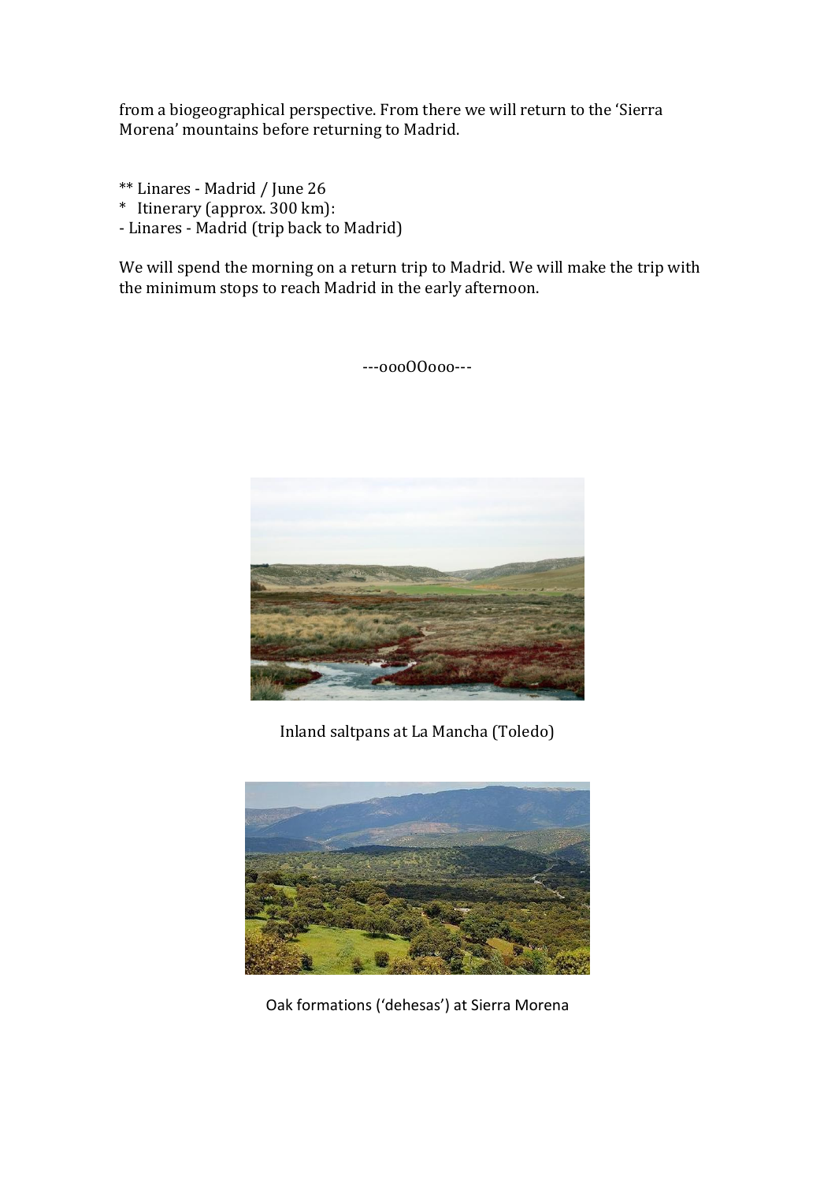from a biogeographical perspective. From there we will return to the 'Sierra Morena' mountains before returning to Madrid.

** Linares - Madrid / June 26
* Itinerary (approx. 300 km):
- Linares - Madrid (trip back to Madrid)

We will spend the morning on a return trip to Madrid. We will make the trip with the minimum stops to reach Madrid in the early afternoon.

---oooOOooo---

Inland saltpans at La Mancha (Toledo)

Oak formations ('dehesas') at Sierra Morena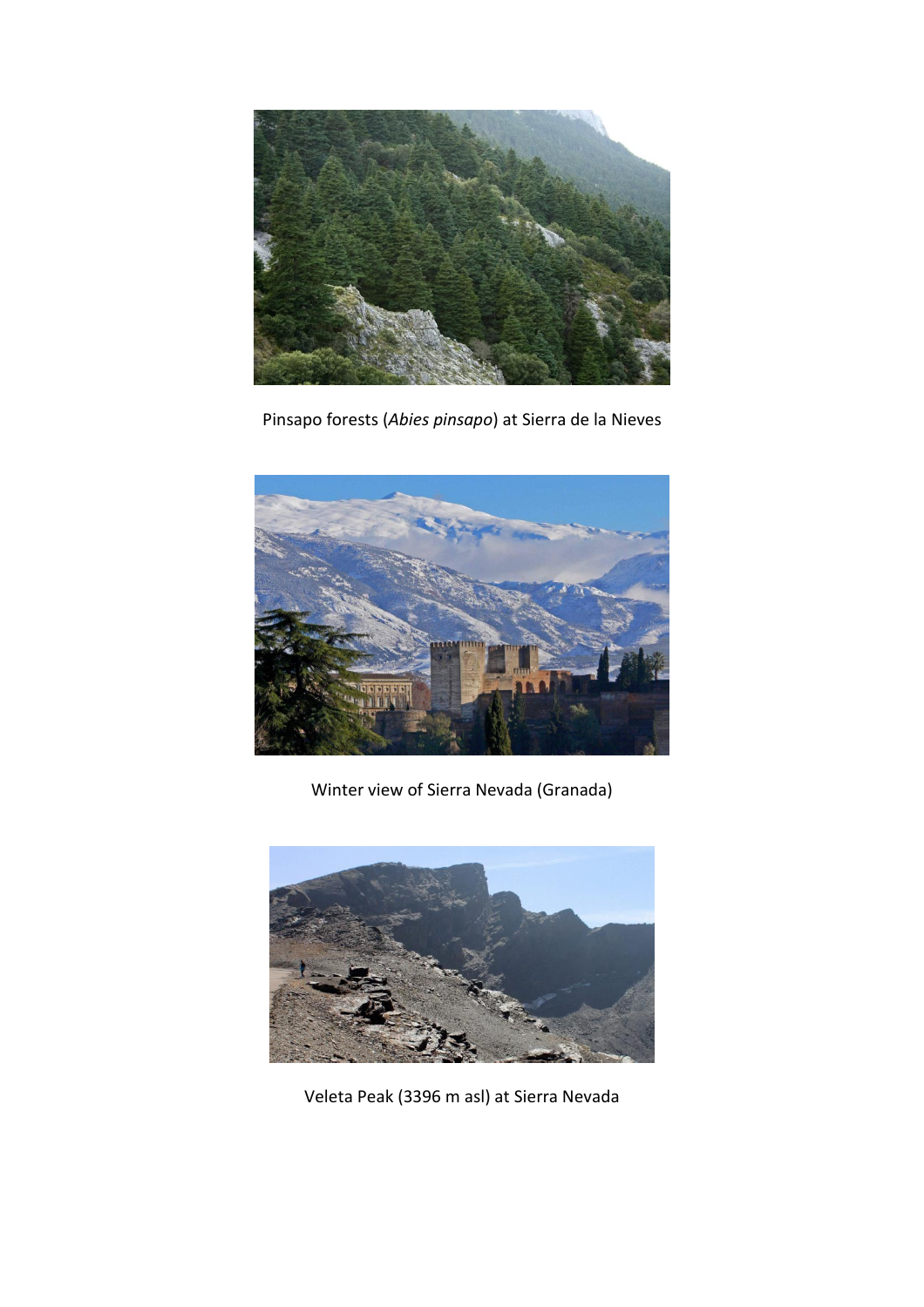Pinsapo forests (*Abies pinsapo*) at Sierra de la Nieves

Winter view of Sierra Nevada (Granada)

Veleta Peak (3396 m asl) at Sierra Nevada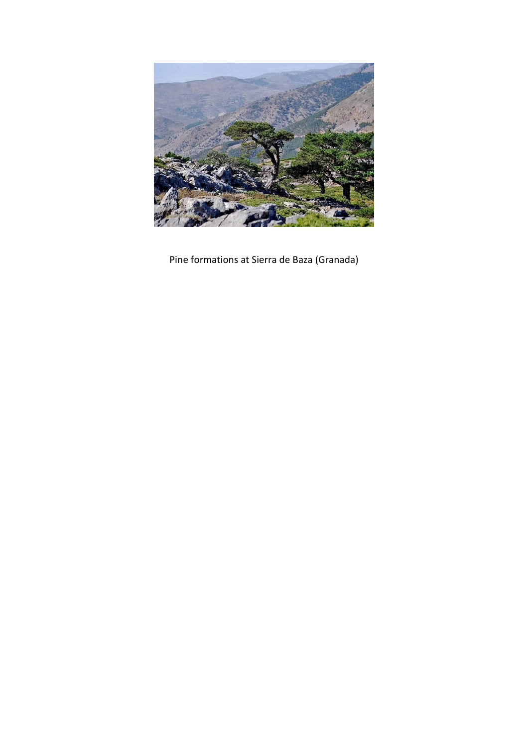Pine formations at Sierra de Baza (Granada)